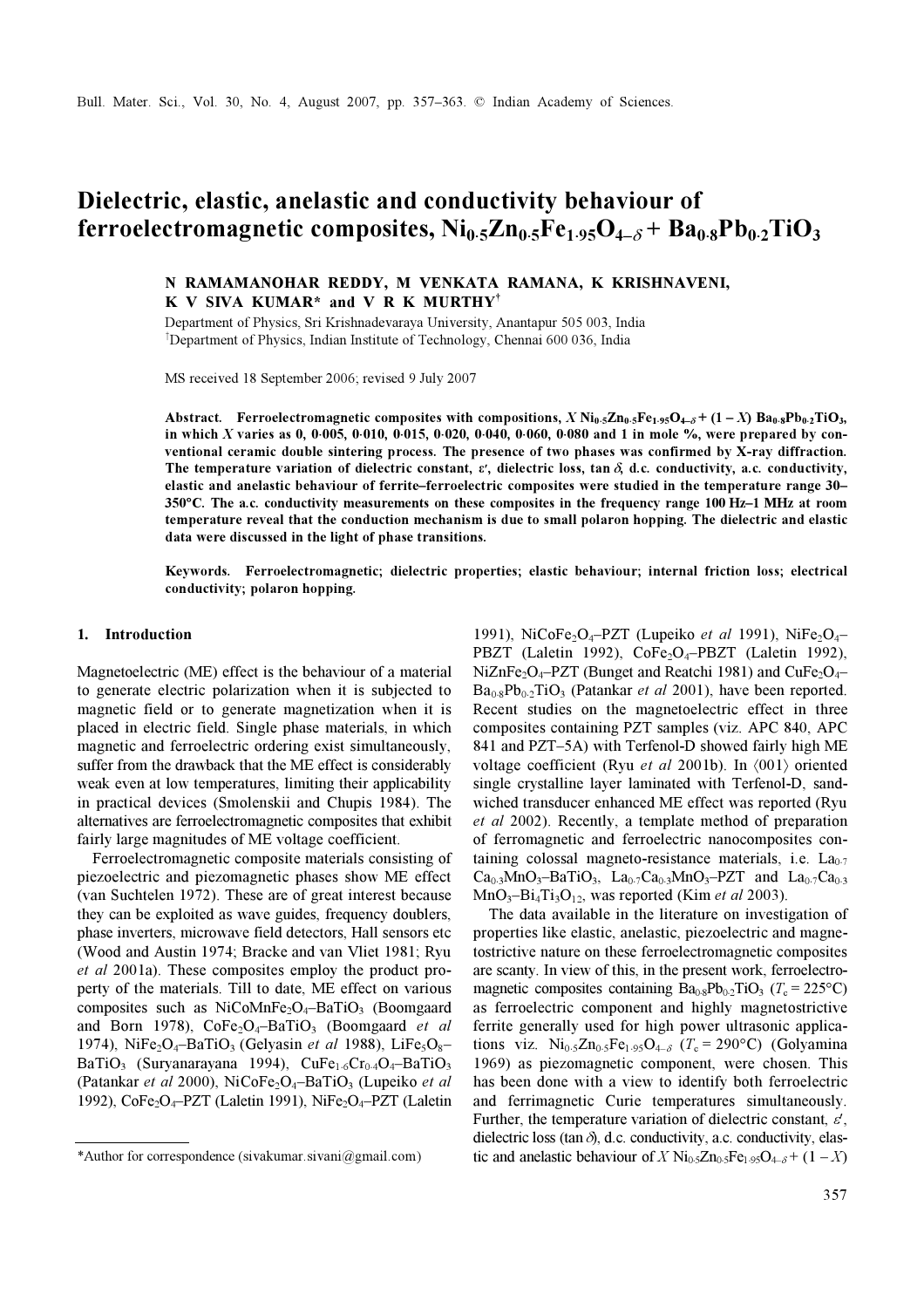# Dielectric, elastic, anelastic and conductivity behaviour of ferroelectromagnetic composites, $Ni_{0\cdot5}Zn_{0\cdot5}Fe_{1\cdot95}O_{4-\delta}$ + $Ba_{0\cdot8}Pb_{0\cdot2}TiO_3$

**N RAMAMANOHAR REDDY, M VENKATA RAMANA, K KRISHNAVENI, K V SIVA KUMAR\* and V R K MURTHY[†]**

Department of Physics, Sri Krishnadevaraya University, Anantapur 505 003, India

[†]Department of Physics, Indian Institute of Technology, Chennai 600 036, India

MS received 18 September 2006; revised 9 July 2007

**Abstract.** **Ferroelectromagnetic composites with compositions, $X$ $Ni_{0\cdot5}Zn_{0\cdot5}Fe_{1\cdot95}O_{4-\delta}$ + $(1 - X)$ $Ba_{0\cdot8}Pb_{0\cdot2}TiO_3$, in which $X$ varies as 0, 0·005, 0·010, 0·015, 0·020, 0·040, 0·060, 0·080 and 1 in mole %, were prepared by conventional ceramic double sintering process. The presence of two phases was confirmed by X-ray diffraction. The temperature variation of dielectric constant, $\varepsilon'$, dielectric loss, tan $\delta$, d.c. conductivity, a.c. conductivity, elastic and anelastic behaviour of ferrite–ferroelectric composites were studied in the temperature range 30–350°C. The a.c. conductivity measurements on these composites in the frequency range 100 Hz–1 MHz at room temperature reveal that the conduction mechanism is due to small polaron hopping. The dielectric and elastic data were discussed in the light of phase transitions.**

**Keywords.** **Ferroelectromagnetic; dielectric properties; elastic behaviour; internal friction loss; electrical conductivity; polaron hopping.**

## 1. Introduction

Magnetoelectric (ME) effect is the behaviour of a material to generate electric polarization when it is subjected to magnetic field or to generate magnetization when it is placed in electric field. Single phase materials, in which magnetic and ferroelectric ordering exist simultaneously, suffer from the drawback that the ME effect is considerably weak even at low temperatures, limiting their applicability in practical devices (Smolenskii and Chupis 1984). The alternatives are ferroelectromagnetic composites that exhibit fairly large magnitudes of ME voltage coefficient.

Ferroelectromagnetic composite materials consisting of piezoelectric and piezomagnetic phases show ME effect (van Suchtelen 1972). These are of great interest because they can be exploited as wave guides, frequency doublers, phase inverters, microwave field detectors, Hall sensors etc (Wood and Austin 1974; Bracke and van Vliet 1981; Ryu *et al* 2001a). These composites employ the product property of the materials. Till to date, ME effect on various composites such as $NiCoMnFe_2O_4$–$BaTiO_3$ (Boomgaard and Born 1978), $CoFe_2O_4$–$BaTiO_3$ (Boomgaard *et al* 1974), $NiFe_2O_4$–$BaTiO_3$ (Gelyasin *et al* 1988), $LiFe_5O_8$–$BaTiO_3$ (Suryanarayana 1994), $CuFe_{1\cdot6}Cr_{0\cdot4}O_4$–$BaTiO_3$ (Patankar *et al* 2000), $NiCoFe_2O_4$–$BaTiO_3$ (Lupeiko *et al* 1992), $CoFe_2O_4$–PZT (Laletin 1991), $NiFe_2O_4$–PZT (Laletin 1991), $NiCoFe_2O_4$–PZT (Lupeiko *et al* 1991), $NiFe_2O_4$–PBZT (Laletin 1992), $CoFe_2O_4$–PBZT (Laletin 1992), $NiZnFe_2O_4$–PZT (Bunget and Reatchi 1981) and $CuFe_2O_4$–$Ba_{0\cdot8}Pb_{0\cdot2}TiO_3$ (Patankar *et al* 2001), have been reported. Recent studies on the magnetoelectric effect in three composites containing PZT samples (viz. APC 840, APC 841 and PZT–5A) with Terfenol-D showed fairly high ME voltage coefficient (Ryu *et al* 2001b). In ⟨001⟩ oriented single crystalline layer laminated with Terfenol-D, sandwiched transducer enhanced ME effect was reported (Ryu *et al* 2002). Recently, a template method of preparation of ferromagnetic and ferroelectric nanocomposites containing colossal magneto-resistance materials, i.e. $La_{0\cdot7}Ca_{0\cdot3}MnO_3$–$BaTiO_3$, $La_{0\cdot7}Ca_{0\cdot3}MnO_3$–PZT and $La_{0\cdot7}Ca_{0\cdot3}MnO_3$–$Bi_4Ti_3O_{12}$, was reported (Kim *et al* 2003).

The data available in the literature on investigation of properties like elastic, anelastic, piezoelectric and magnetostrictive nature on these ferroelectromagnetic composites are scanty. In view of this, in the present work, ferroelectromagnetic composites containing $Ba_{0\cdot8}Pb_{0\cdot2}TiO_3$ ($T_c$ = 225°C) as ferroelectric component and highly magnetostrictive ferrite generally used for high power ultrasonic applications viz. $Ni_{0\cdot5}Zn_{0\cdot5}Fe_{1\cdot95}O_{4-\delta}$ ($T_c$ = 290°C) (Golyamina 1969) as piezomagnetic component, were chosen. This has been done with a view to identify both ferroelectric and ferrimagnetic Curie temperatures simultaneously. Further, the temperature variation of dielectric constant, $\varepsilon'$, dielectric loss (tan $\delta$), d.c. conductivity, a.c. conductivity, elastic and anelastic behaviour of $X$ $Ni_{0\cdot5}Zn_{0\cdot5}Fe_{1\cdot95}O_{4-\delta}$ + $(1 - X)$

\*Author for correspondence (sivakumar.sivani@gmail.com)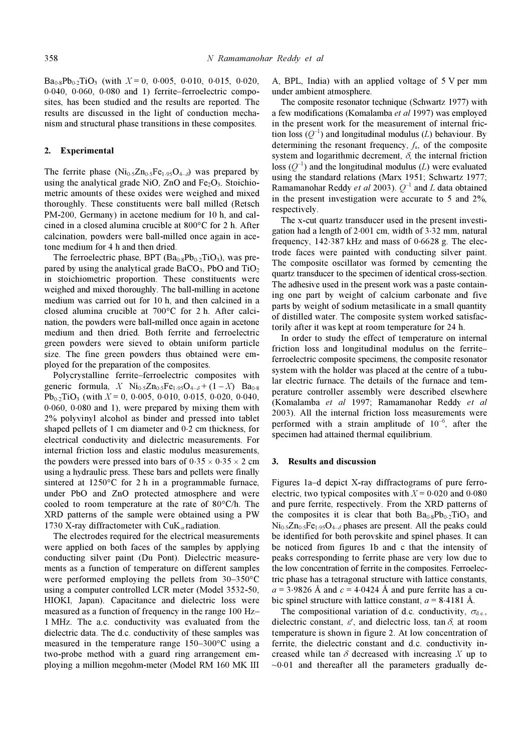$Ba_{0\cdot8}Pb_{0\cdot2}TiO_3$ (with $X = 0$, 0·005, 0·010, 0·015, 0·020, 0·040, 0·060, 0·080 and 1) ferrite–ferroelectric composites, has been studied and the results are reported. The results are discussed in the light of conduction mechanism and structural phase transitions in these composites.

## 2. Experimental

The ferrite phase ($Ni_{0\cdot5}Zn_{0\cdot5}Fe_{1\cdot95}O_{4-\delta}$) was prepared by using the analytical grade NiO, ZnO and $Fe_2O_3$. Stoichiometric amounts of these oxides were weighed and mixed thoroughly. These constituents were ball milled (Retsch PM-200, Germany) in acetone medium for 10 h, and calcined in a closed alumina crucible at 800°C for 2 h. After calcination, powders were ball-milled once again in acetone medium for 4 h and then dried.

The ferroelectric phase, BPT ($Ba_{0\cdot8}Pb_{0\cdot2}TiO_3$), was prepared by using the analytical grade $BaCO_3$, PbO and $TiO_2$ in stoichiometric proportion. These constituents were weighed and mixed thoroughly. The ball-milling in acetone medium was carried out for 10 h, and then calcined in a closed alumina crucible at 700°C for 2 h. After calcination, the powders were ball-milled once again in acetone medium and then dried. Both ferrite and ferroelectric green powders were sieved to obtain uniform particle size. The fine green powders thus obtained were employed for the preparation of the composites.

Polycrystalline ferrite–ferroelectric composites with generic formula, $X$ $Ni_{0\cdot5}Zn_{0\cdot5}Fe_{1\cdot95}O_{4-\delta} + (1 - X)$ $Ba_{0\cdot8}Pb_{0\cdot2}TiO_3$ (with $X = 0$, 0·005, 0·010, 0·015, 0·020, 0·040, 0·060, 0·080 and 1), were prepared by mixing them with 2% polyvinyl alcohol as binder and pressed into tablet shaped pellets of 1 cm diameter and 0·2 cm thickness, for electrical conductivity and dielectric measurements. For internal friction loss and elastic modulus measurements, the powders were pressed into bars of 0·35 × 0·35 × 2 cm using a hydraulic press. These bars and pellets were finally sintered at 1250°C for 2 h in a programmable furnace, under PbO and ZnO protected atmosphere and were cooled to room temperature at the rate of 80°C/h. The XRD patterns of the sample were obtained using a PW 1730 X-ray diffractometer with $CuK_\alpha$ radiation.

The electrodes required for the electrical measurements were applied on both faces of the samples by applying conducting silver paint (Du Pont). Dielectric measurements as a function of temperature on different samples were performed employing the pellets from 30–350°C using a computer controlled LCR meter (Model 3532-50, HIOKI, Japan). Capacitance and dielectric loss were measured as a function of frequency in the range 100 Hz–1 MHz. The a.c. conductivity was evaluated from the dielectric data. The d.c. conductivity of these samples was measured in the temperature range 150–300°C using a two-probe method with a guard ring arrangement employing a million megohm-meter (Model RM 160 MK III A, BPL, India) with an applied voltage of 5 V per mm under ambient atmosphere.

The composite resonator technique (Schwartz 1977) with a few modifications (Komalamba *et al* 1997) was employed in the present work for the measurement of internal friction loss ($Q^{-1}$) and longitudinal modulus ($L$) behaviour. By determining the resonant frequency, $f_s$, of the composite system and logarithmic decrement, $\delta$, the internal friction loss ($Q^{-1}$) and the longitudinal modulus ($L$) were evaluated using the standard relations (Marx 1951; Schwartz 1977; Ramamanohar Reddy *et al* 2003). $Q^{-1}$ and $L$ data obtained in the present investigation were accurate to 5 and 2%, respectively.

The x-cut quartz transducer used in the present investigation had a length of 2·001 cm, width of 3·32 mm, natural frequency, 142·387 kHz and mass of 0·6628 g. The electrode faces were painted with conducting silver paint. The composite oscillator was formed by cementing the quartz transducer to the specimen of identical cross-section. The adhesive used in the present work was a paste containing one part by weight of calcium carbonate and five parts by weight of sodium metasilicate in a small quantity of distilled water. The composite system worked satisfactorily after it was kept at room temperature for 24 h.

In order to study the effect of temperature on internal friction loss and longitudinal modulus on the ferrite–ferroelectric composite specimens, the composite resonator system with the holder was placed at the centre of a tubular electric furnace. The details of the furnace and temperature controller assembly were described elsewhere (Komalamba *et al* 1997; Ramamanohar Reddy *et al* 2003). All the internal friction loss measurements were performed with a strain amplitude of $10^{-6}$, after the specimen had attained thermal equilibrium.

## 3. Results and discussion

Figures 1a–d depict X-ray diffractograms of pure ferroelectric, two typical composites with $X = 0\cdot020$ and 0·080 and pure ferrite, respectively. From the XRD patterns of the composites it is clear that both $Ba_{0\cdot8}Pb_{0\cdot2}TiO_3$ and $Ni_{0\cdot5}Zn_{0\cdot5}Fe_{1\cdot95}O_{4-\delta}$ phases are present. All the peaks could be identified for both perovskite and spinel phases. It can be noticed from figures 1b and c that the intensity of peaks corresponding to ferrite phase are very low due to the low concentration of ferrite in the composites. Ferroelectric phase has a tetragonal structure with lattice constants, $a = 3\cdot9826$ Å and $c = 4\cdot0424$ Å and pure ferrite has a cubic spinel structure with lattice constant, $a = 8\cdot4181$ Å.

The compositional variation of d.c. conductivity, $\sigma_{d.c.}$, dielectric constant, $\varepsilon'$, and dielectric loss, $\tan\delta$, at room temperature is shown in figure 2. At low concentration of ferrite, the dielectric constant and d.c. conductivity increased while $\tan\delta$ decreased with increasing $X$ up to ~0·01 and thereafter all the parameters gradually de-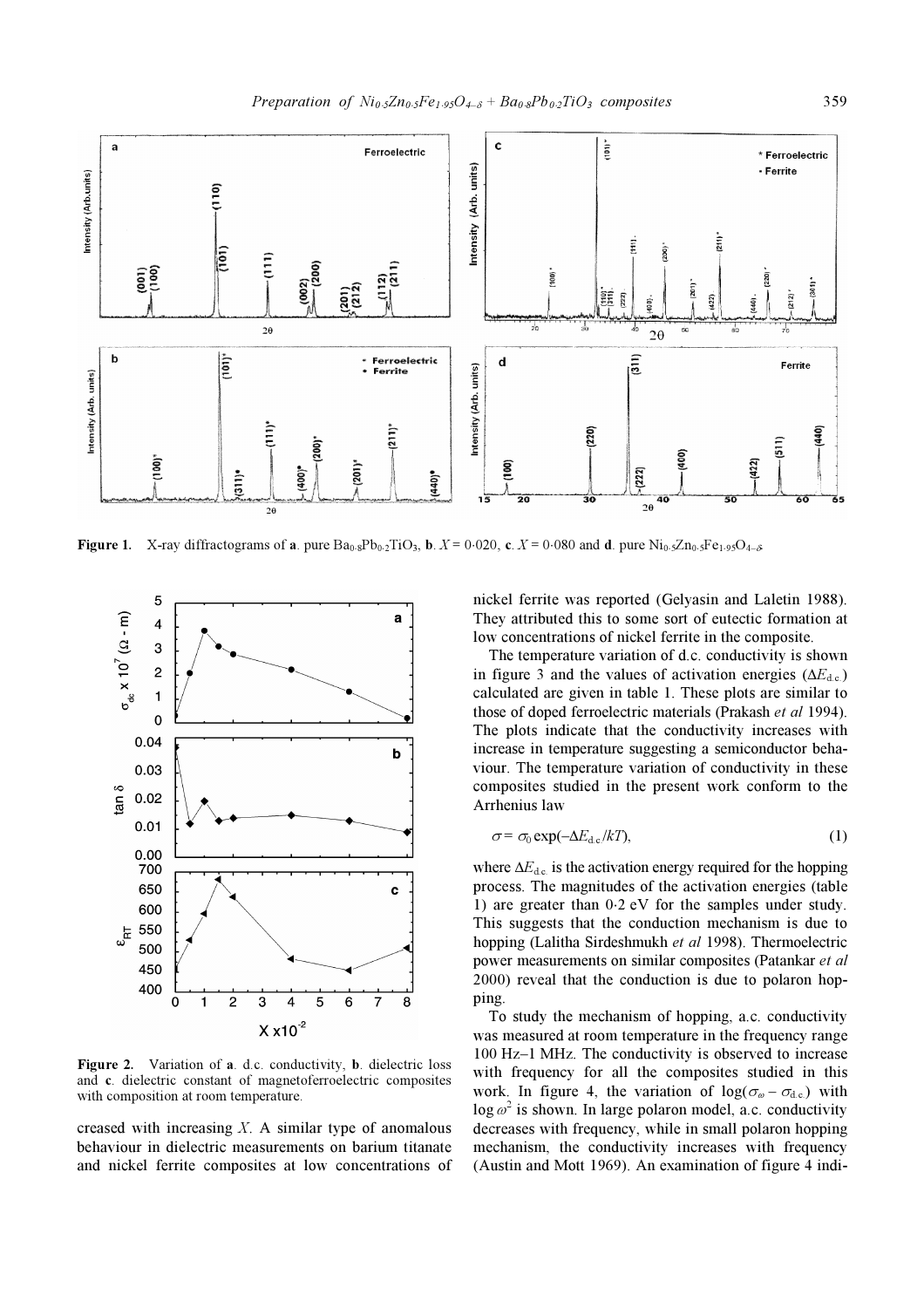**Figure 1.** X-ray diffractograms of **a**. pure $Ba_{0.8}Pb_{0.2}TiO_3$, **b**. $X = 0.020$, **c**. $X = 0.080$ and **d**. pure $Ni_{0.5}Zn_{0.5}Fe_{1.95}O_{4-\delta}$.

**Figure 2.** Variation of **a**. d.c. conductivity, **b**. dielectric loss and **c**. dielectric constant of magnetoferroelectric composites with composition at room temperature.

creased with increasing $X$. A similar type of anomalous behaviour in dielectric measurements on barium titanate and nickel ferrite composites at low concentrations of nickel ferrite was reported (Gelyasin and Laletin 1988). They attributed this to some sort of eutectic formation at low concentrations of nickel ferrite in the composite.

The temperature variation of d.c. conductivity is shown in figure 3 and the values of activation energies ($\Delta E_{d.c.}$) calculated are given in table 1. These plots are similar to those of doped ferroelectric materials (Prakash *et al* 1994). The plots indicate that the conductivity increases with increase in temperature suggesting a semiconductor behaviour. The temperature variation of conductivity in these composites studied in the present work conform to the Arrhenius law

$$\sigma = \sigma_0 \exp(-\Delta E_{d.c.}/kT), \tag{1}$$

where $\Delta E_{d.c.}$ is the activation energy required for the hopping process. The magnitudes of the activation energies (table 1) are greater than 0·2 eV for the samples under study. This suggests that the conduction mechanism is due to hopping (Lalitha Sirdeshmukh *et al* 1998). Thermoelectric power measurements on similar composites (Patankar *et al* 2000) reveal that the conduction is due to polaron hopping.

To study the mechanism of hopping, a.c. conductivity was measured at room temperature in the frequency range 100 Hz–1 MHz. The conductivity is observed to increase with frequency for all the composites studied in this work. In figure 4, the variation of $\log(\sigma_\omega - \sigma_{d.c.})$ with $\log \omega^2$ is shown. In large polaron model, a.c. conductivity decreases with frequency, while in small polaron hopping mechanism, the conductivity increases with frequency (Austin and Mott 1969). An examination of figure 4 indi-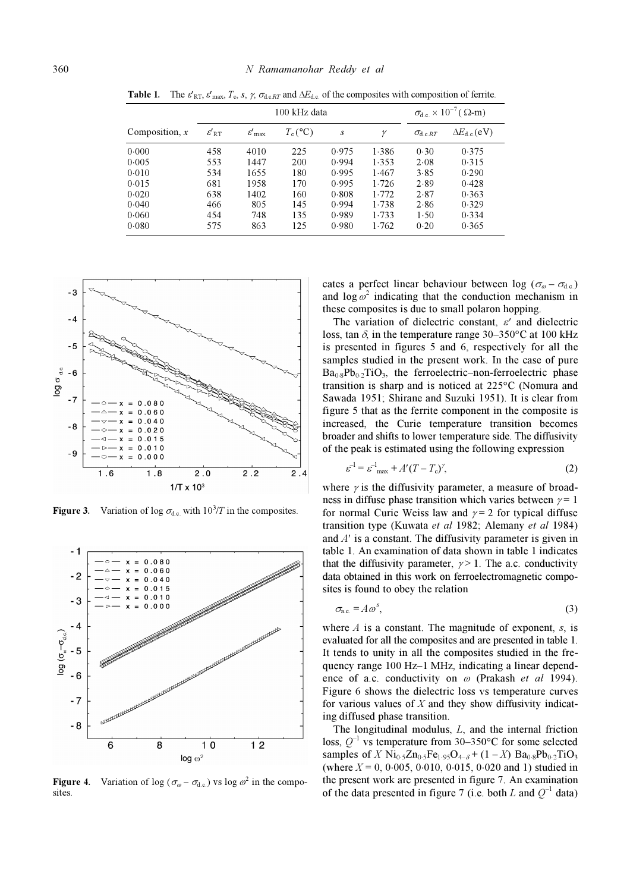**Table 1.** The $\varepsilon'_{RT}$, $\varepsilon'_{max}$, $T_c$, $s$, $\gamma$, $\sigma_{d.c.RT}$ and $\Delta E_{d.c.}$ of the composites with composition of ferrite.

| | 100 kHz data | | | | | $\sigma_{d.c.} \times 10^{-7}$ ($\Omega$-m) | |
|---|---|---|---|---|---|---|---|
| Composition, $x$ | $\varepsilon'_{RT}$ | $\varepsilon'_{max}$ | $T_c$ (°C) | $s$ | $\gamma$ | $\sigma_{d.c.RT}$ | $\Delta E_{d.c.}$(eV) |
| 0·000 | 458 | 4010 | 225 | 0·975 | 1·386 | 0·30 | 0·375 |
| 0·005 | 553 | 1447 | 200 | 0·994 | 1·353 | 2·08 | 0·315 |
| 0·010 | 534 | 1655 | 180 | 0·995 | 1·467 | 3·85 | 0·290 |
| 0·015 | 681 | 1958 | 170 | 0·995 | 1·726 | 2·89 | 0·428 |
| 0·020 | 638 | 1402 | 160 | 0·808 | 1·772 | 2·87 | 0·363 |
| 0·040 | 466 | 805 | 145 | 0·994 | 1·738 | 2·86 | 0·329 |
| 0·060 | 454 | 748 | 135 | 0·989 | 1·733 | 1·50 | 0·334 |
| 0·080 | 575 | 863 | 125 | 0·980 | 1·762 | 0·20 | 0·365 |

**Figure 3.** Variation of log $\sigma_{d.c.}$ with $10^3/T$ in the composites.

**Figure 4.** Variation of log ($\sigma_\omega - \sigma_{d.c.}$) vs log $\omega^2$ in the composites.

cates a perfect linear behaviour between log ($\sigma_\omega - \sigma_{d.c.}$) and log $\omega^2$ indicating that the conduction mechanism in these composites is due to small polaron hopping.

The variation of dielectric constant, $\varepsilon'$ and dielectric loss, tan $\delta$, in the temperature range 30–350°C at 100 kHz is presented in figures 5 and 6, respectively for all the samples studied in the present work. In the case of pure $Ba_{0.8}Pb_{0.2}TiO_3$, the ferroelectric–non-ferroelectric phase transition is sharp and is noticed at 225°C (Nomura and Sawada 1951; Shirane and Suzuki 1951). It is clear from figure 5 that as the ferrite component in the composite is increased, the Curie temperature transition becomes broader and shifts to lower temperature side. The diffusivity of the peak is estimated using the following expression

$$\varepsilon^{-1} = \varepsilon^{-1}_{max} + A'(T - T_c)^\gamma, \tag{2}$$

where $\gamma$ is the diffusivity parameter, a measure of broadness in diffuse phase transition which varies between $\gamma = 1$ for normal Curie Weiss law and $\gamma = 2$ for typical diffuse transition type (Kuwata *et al* 1982; Alemany *et al* 1984) and $A'$ is a constant. The diffusivity parameter is given in table 1. An examination of data shown in table 1 indicates that the diffusivity parameter, $\gamma > 1$. The a.c. conductivity data obtained in this work on ferroelectromagnetic composites is found to obey the relation

$$\sigma_{a.c.} = A\omega^s, \tag{3}$$

where $A$ is a constant. The magnitude of exponent, $s$, is evaluated for all the composites and are presented in table 1. It tends to unity in all the composites studied in the frequency range 100 Hz–1 MHz, indicating a linear dependence of a.c. conductivity on $\omega$ (Prakash *et al* 1994). Figure 6 shows the dielectric loss vs temperature curves for various values of $X$ and they show diffusivity indicating diffused phase transition.

The longitudinal modulus, $L$, and the internal friction loss, $Q^{-1}$ vs temperature from 30–350°C for some selected samples of $X$ $Ni_{0.5}Zn_{0.5}Fe_{1.95}O_{4-\delta}$ + $(1 - X)$ $Ba_{0.8}Pb_{0.2}TiO_3$ (where $X$ = 0, 0·005, 0·010, 0·015, 0·020 and 1) studied in the present work are presented in figure 7. An examination of the data presented in figure 7 (i.e. both $L$ and $Q^{-1}$ data)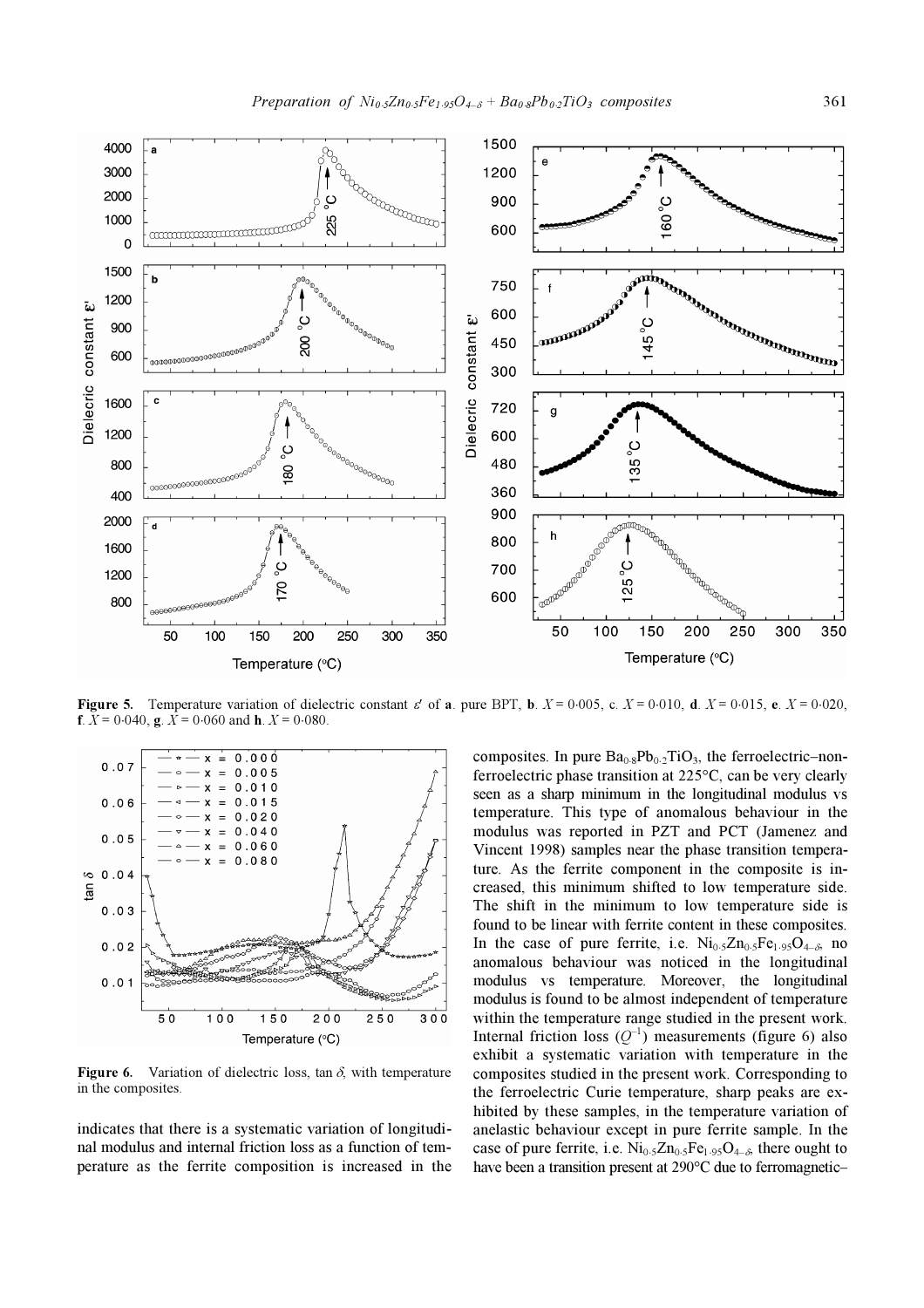**Figure 5.** Temperature variation of dielectric constant $\varepsilon'$ of **a**. pure BPT, **b**. $X = 0.005$, c. $X = 0.010$, **d**. $X = 0.015$, **e**. $X = 0.020$, **f**. $X = 0.040$, **g**. $X = 0.060$ and **h**. $X = 0.080$.

**Figure 6.** Variation of dielectric loss, $\tan \delta$, with temperature in the composites.

indicates that there is a systematic variation of longitudinal modulus and internal friction loss as a function of temperature as the ferrite composition is increased in the composites. In pure $Ba_{0.8}Pb_{0.2}TiO_3$, the ferroelectric–non-ferroelectric phase transition at 225°C, can be very clearly seen as a sharp minimum in the longitudinal modulus vs temperature. This type of anomalous behaviour in the modulus was reported in PZT and PCT (Jamenez and Vincent 1998) samples near the phase transition temperature. As the ferrite component in the composite is increased, this minimum shifted to low temperature side. The shift in the minimum to low temperature side is found to be linear with ferrite content in these composites. In the case of pure ferrite, i.e. $Ni_{0.5}Zn_{0.5}Fe_{1.95}O_{4-\delta}$, no anomalous behaviour was noticed in the longitudinal modulus vs temperature. Moreover, the longitudinal modulus is found to be almost independent of temperature within the temperature range studied in the present work. Internal friction loss ($Q^{-1}$) measurements (figure 6) also exhibit a systematic variation with temperature in the composites studied in the present work. Corresponding to the ferroelectric Curie temperature, sharp peaks are exhibited by these samples, in the temperature variation of anelastic behaviour except in pure ferrite sample. In the case of pure ferrite, i.e. $Ni_{0.5}Zn_{0.5}Fe_{1.95}O_{4-\delta}$, there ought to have been a transition present at 290°C due to ferromagnetic–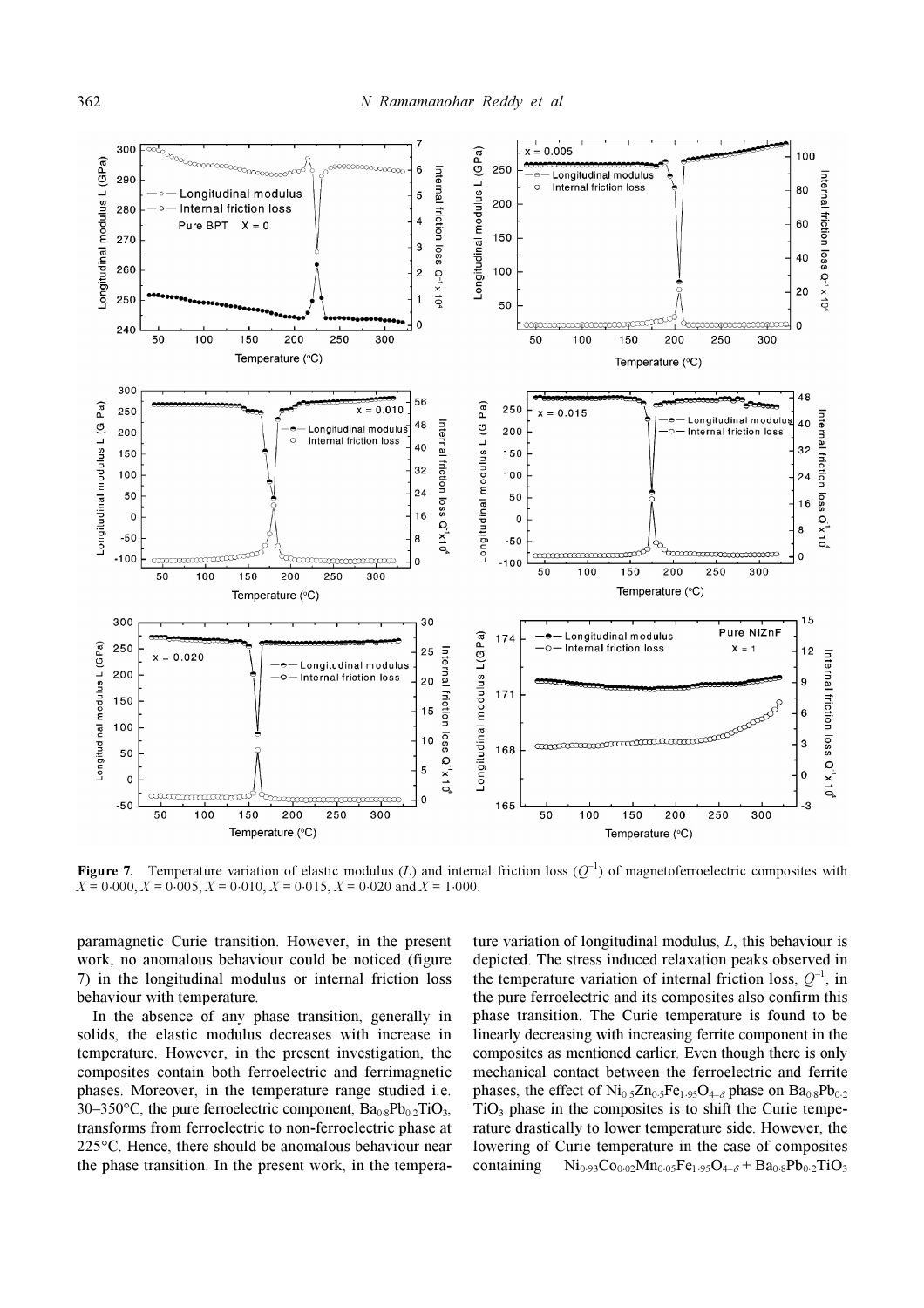**Figure 7.** Temperature variation of elastic modulus ($L$) and internal friction loss ($Q^{-1}$) of magnetoferroelectric composites with $X = 0{\cdot}000$, $X = 0{\cdot}005$, $X = 0{\cdot}010$, $X = 0{\cdot}015$, $X = 0{\cdot}020$ and $X = 1{\cdot}000$.

paramagnetic Curie transition. However, in the present work, no anomalous behaviour could be noticed (figure 7) in the longitudinal modulus or internal friction loss behaviour with temperature.

In the absence of any phase transition, generally in solids, the elastic modulus decreases with increase in temperature. However, in the present investigation, the composites contain both ferroelectric and ferrimagnetic phases. Moreover, in the temperature range studied i.e. 30–350°C, the pure ferroelectric component, $Ba_{0{\cdot}8}Pb_{0{\cdot}2}TiO_3$, transforms from ferroelectric to non-ferroelectric phase at 225°C. Hence, there should be anomalous behaviour near the phase transition. In the present work, in the temperature variation of longitudinal modulus, $L$, this behaviour is depicted. The stress induced relaxation peaks observed in the temperature variation of internal friction loss, $Q^{-1}$, in the pure ferroelectric and its composites also confirm this phase transition. The Curie temperature is found to be linearly decreasing with increasing ferrite component in the composites as mentioned earlier. Even though there is only mechanical contact between the ferroelectric and ferrite phases, the effect of $Ni_{0{\cdot}5}Zn_{0{\cdot}5}Fe_{1{\cdot}95}O_{4-\delta}$ phase on $Ba_{0{\cdot}8}Pb_{0{\cdot}2}TiO_3$ phase in the composites is to shift the Curie temperature drastically to lower temperature side. However, the lowering of Curie temperature in the case of composites containing $Ni_{0{\cdot}93}Co_{0{\cdot}02}Mn_{0{\cdot}05}Fe_{1{\cdot}95}O_{4-\delta} + Ba_{0{\cdot}8}Pb_{0{\cdot}2}TiO_3$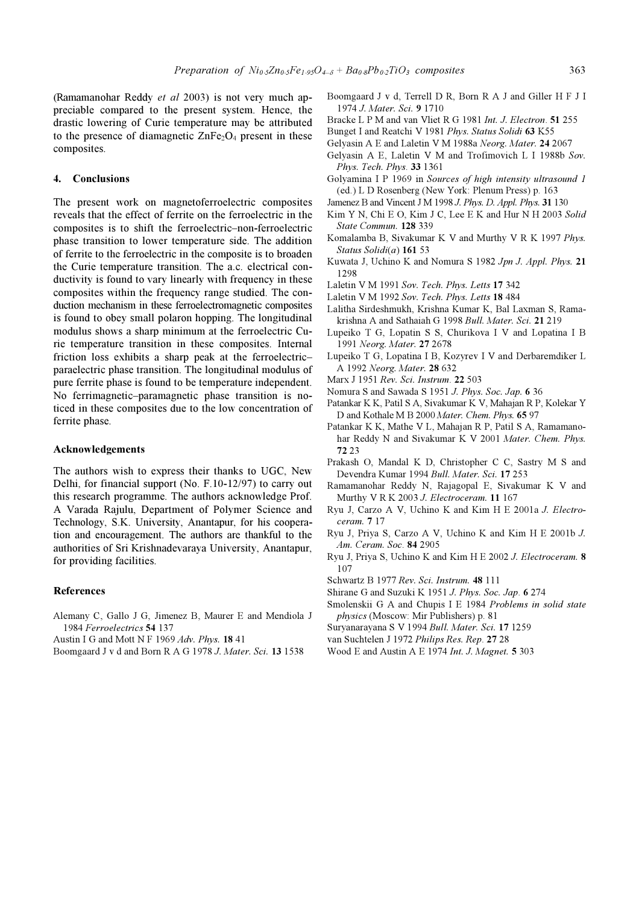(Ramamanohar Reddy *et al* 2003) is not very much appreciable compared to the present system. Hence, the drastic lowering of Curie temperature may be attributed to the presence of diamagnetic $ZnFe_2O_4$ present in these composites.

## 4. Conclusions

The present work on magnetoferroelectric composites reveals that the effect of ferrite on the ferroelectric in the composites is to shift the ferroelectric–non-ferroelectric phase transition to lower temperature side. The addition of ferrite to the ferroelectric in the composite is to broaden the Curie temperature transition. The a.c. electrical conductivity is found to vary linearly with frequency in these composites within the frequency range studied. The conduction mechanism in these ferroelectromagnetic composites is found to obey small polaron hopping. The longitudinal modulus shows a sharp minimum at the ferroelectric Curie temperature transition in these composites. Internal friction loss exhibits a sharp peak at the ferroelectric–paraelectric phase transition. The longitudinal modulus of pure ferrite phase is found to be temperature independent. No ferrimagnetic–paramagnetic phase transition is noticed in these composites due to the low concentration of ferrite phase.

### Acknowledgements

The authors wish to express their thanks to UGC, New Delhi, for financial support (No. F.10-12/97) to carry out this research programme. The authors acknowledge Prof. A Varada Rajulu, Department of Polymer Science and Technology, S.K. University, Anantapur, for his cooperation and encouragement. The authors are thankful to the authorities of Sri Krishnadevaraya University, Anantapur, for providing facilities.

### References

Alemany C, Gallo J G, Jimenez B, Maurer E and Mendiola J 1984 *Ferroelectrics* **54** 137

Austin I G and Mott N F 1969 *Adv. Phys.* **18** 41

Boomgaard J v d and Born R A G 1978 *J. Mater. Sci.* **13** 1538

Boomgaard J v d, Terrell D R, Born R A J and Giller H F J I 1974 *J. Mater. Sci.* **9** 1710

Bracke L P M and van Vliet R G 1981 *Int. J. Electron.* **51** 255

Bunget I and Reatchi V 1981 *Phys. Status Solidi* **63** K55

Gelyasin A E and Laletin V M 1988a *Neorg. Mater.* **24** 2067

Gelyasin A E, Laletin V M and Trofimovich L I 1988b *Sov. Phys. Tech. Phys.* **33** 1361

Golyamina I P 1969 in *Sources of high intensity ultrasound 1* (ed.) L D Rosenberg (New York: Plenum Press) p. 163

Jamenez B and Vincent J M 1998 *J. Phys. D. Appl. Phys.* **31** 130

Kim Y N, Chi E O, Kim J C, Lee E K and Hur N H 2003 *Solid State Commun.* **128** 339

Komalamba B, Sivakumar K V and Murthy V R K 1997 *Phys. Status Solidi(a)* **161** 53

Kuwata J, Uchino K and Nomura S 1982 *Jpn J. Appl. Phys.* **21** 1298

Laletin V M 1991 *Sov. Tech. Phys. Letts* **17** 342

Laletin V M 1992 *Sov. Tech. Phys. Letts* **18** 484

Lalitha Sirdeshmukh, Krishna Kumar K, Bal Laxman S, Ramakrishna A and Sathaiah G 1998 *Bull. Mater. Sci.* **21** 219

Lupeiko T G, Lopatin S S, Churikova I V and Lopatina I B 1991 *Neorg. Mater.* **27** 2678

Lupeiko T G, Lopatina I B, Kozyrev I V and Derbaremdiker L A 1992 *Neorg. Mater.* **28** 632

Marx J 1951 *Rev. Sci. Instrum.* **22** 503

Nomura S and Sawada S 1951 *J. Phys. Soc. Jap.* **6** 36

Patankar K K, Patil S A, Sivakumar K V, Mahajan R P, Kolekar Y D and Kothale M B 2000 *Mater. Chem. Phys.* **65** 97

Patankar K K, Mathe V L, Mahajan R P, Patil S A, Ramamanohar Reddy N and Sivakumar K V 2001 *Mater. Chem. Phys.* **72** 23

Prakash O, Mandal K D, Christopher C C, Sastry M S and Devendra Kumar 1994 *Bull. Mater. Sci.* **17** 253

Ramamanohar Reddy N, Rajagopal E, Sivakumar K V and Murthy V R K 2003 *J. Electroceram.* **11** 167

Ryu J, Carzo A V, Uchino K and Kim H E 2001a *J. Electroceram.* **7** 17

Ryu J, Priya S, Carzo A V, Uchino K and Kim H E 2001b *J. Am. Ceram. Soc.* **84** 2905

Ryu J, Priya S, Uchino K and Kim H E 2002 *J. Electroceram.* **8** 107

Schwartz B 1977 *Rev. Sci. Instrum.* **48** 111

Shirane G and Suzuki K 1951 *J. Phys. Soc. Jap.* **6** 274

Smolenskii G A and Chupis I E 1984 *Problems in solid state physics* (Moscow: Mir Publishers) p. 81

Suryanarayana S V 1994 *Bull. Mater. Sci.* **17** 1259

van Suchtelen J 1972 *Philips Res. Rep.* **27** 28

Wood E and Austin A E 1974 *Int. J. Magnet.* **5** 303